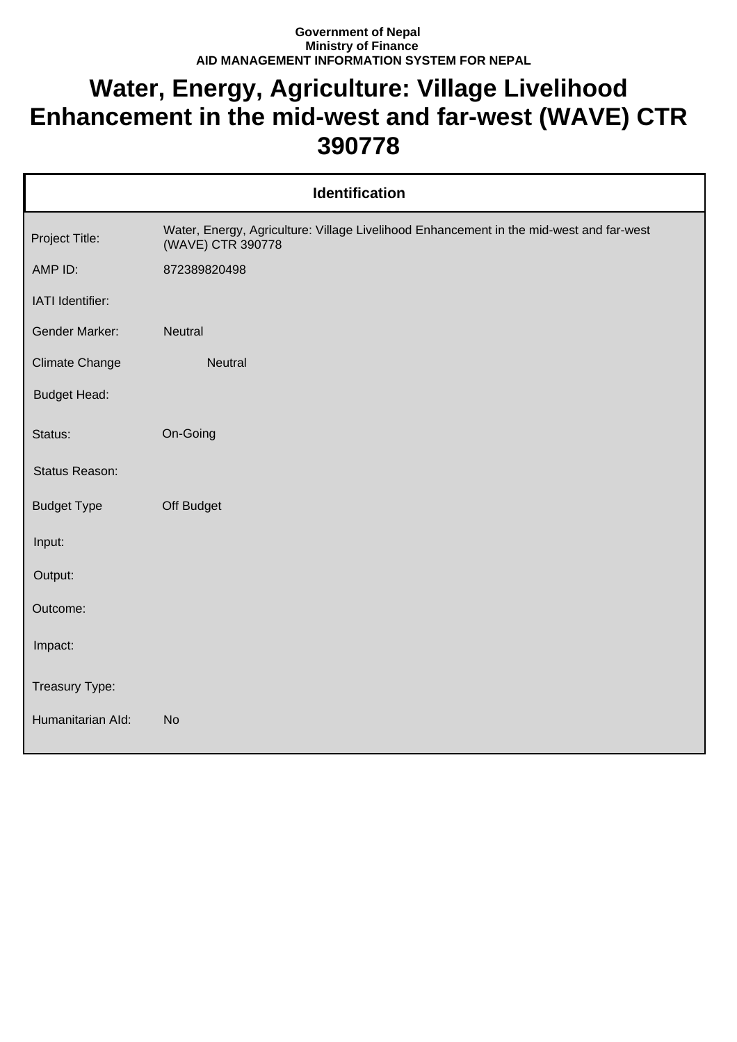**Government of Nepal**
**Ministry of Finance**
**AID MANAGEMENT INFORMATION SYSTEM FOR NEPAL**

# Water, Energy, Agriculture: Village Livelihood Enhancement in the mid-west and far-west (WAVE) CTR 390778

| Identification | |
|---|---|
| Project Title: | Water, Energy, Agriculture: Village Livelihood Enhancement in the mid-west and far-west (WAVE) CTR 390778 |
| AMP ID: | 872389820498 |
| IATI Identifier: | |
| Gender Marker: | Neutral |
| Climate Change | Neutral |
| Budget Head: | |
| Status: | On-Going |
| Status Reason: | |
| Budget Type | Off Budget |
| Input: | |
| Output: | |
| Outcome: | |
| Impact: | |
| Treasury Type: | |
| Humanitarian AId: | No |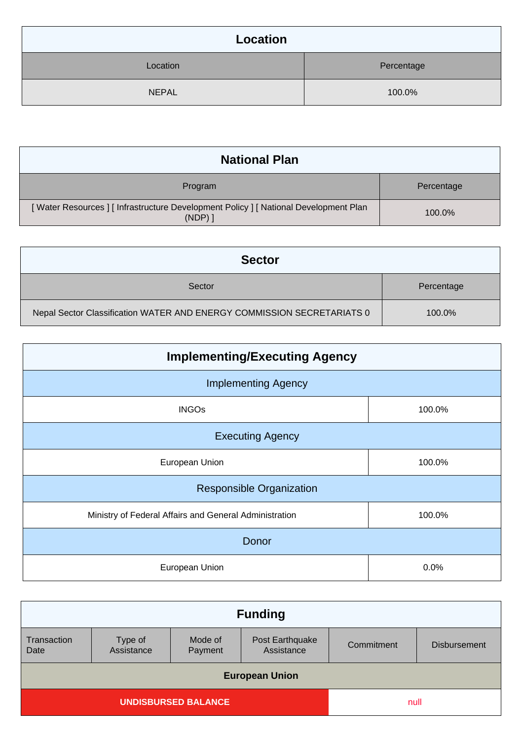| Location | |
|---|---|
| Location | Percentage |
| NEPAL | 100.0% |

| National Plan | |
|---|---|
| Program | Percentage |
| [ Water Resources ] [ Infrastructure Development Policy ] [ National Development Plan (NDP) ] | 100.0% |

| Sector | |
|---|---|
| Sector | Percentage |
| Nepal Sector Classification WATER AND ENERGY COMMISSION SECRETARIATS 0 | 100.0% |

| Implementing/Executing Agency | |
|---|---|
| **Implementing Agency** | |
| INGOs | 100.0% |
| **Executing Agency** | |
| European Union | 100.0% |
| **Responsible Organization** | |
| Ministry of Federal Affairs and General Administration | 100.0% |
| **Donor** | |
| European Union | 0.0% |

| Funding | | | | | |
|---|---|---|---|---|---|
| Transaction Date | Type of Assistance | Mode of Payment | Post Earthquake Assistance | Commitment | Disbursement |
| **European Union** | | | | | |
| **UNDISBURSED BALANCE** | | | | null | |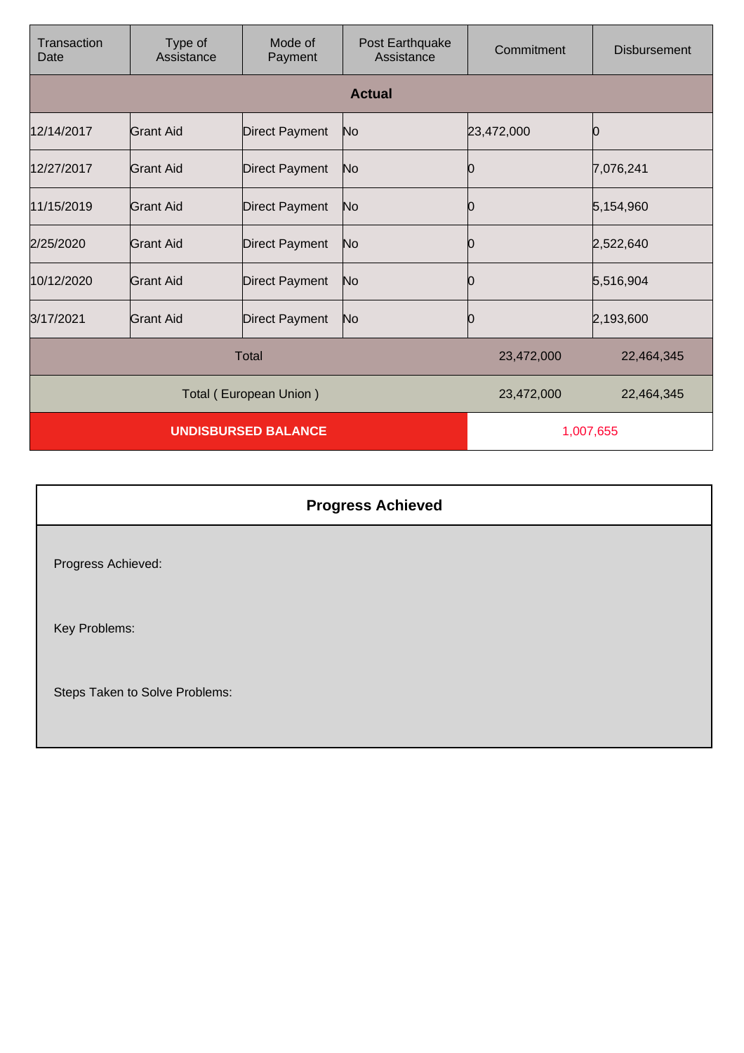| Transaction Date | Type of Assistance | Mode of Payment | Post Earthquake Assistance | Commitment | Disbursement |
|---|---|---|---|---|---|
| **Actual** | | | | | |
| 12/14/2017 | Grant Aid | Direct Payment | No | 23,472,000 | 0 |
| 12/27/2017 | Grant Aid | Direct Payment | No | 0 | 7,076,241 |
| 11/15/2019 | Grant Aid | Direct Payment | No | 0 | 5,154,960 |
| 2/25/2020 | Grant Aid | Direct Payment | No | 0 | 2,522,640 |
| 10/12/2020 | Grant Aid | Direct Payment | No | 0 | 5,516,904 |
| 3/17/2021 | Grant Aid | Direct Payment | No | 0 | 2,193,600 |
| Total | | | | 23,472,000 | 22,464,345 |
| Total ( European Union ) | | | | 23,472,000 | 22,464,345 |
| **UNDISBURSED BALANCE** | | | | 1,007,655 | |

## Progress Achieved

Progress Achieved:

Key Problems:

Steps Taken to Solve Problems: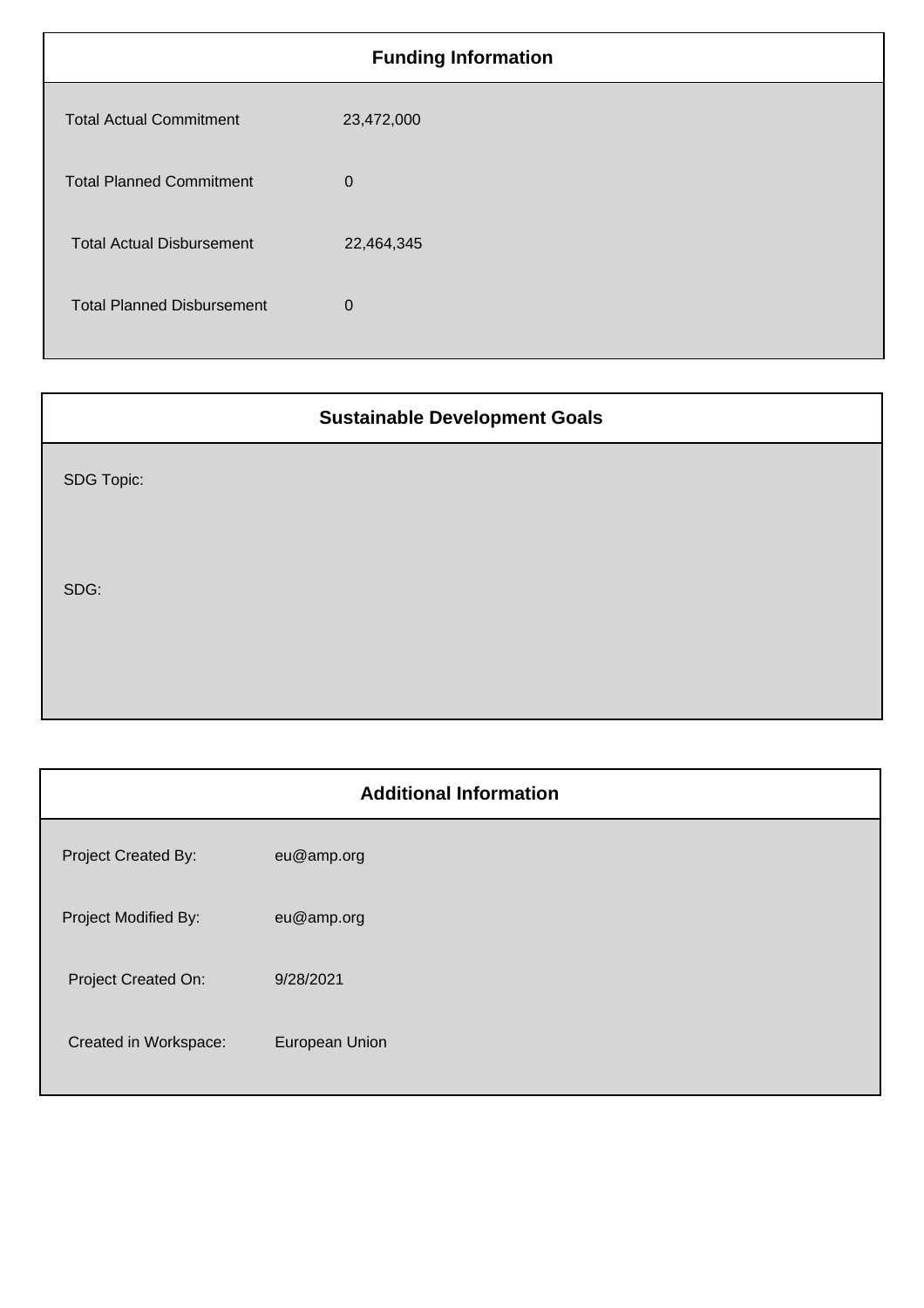## Funding Information

| | |
|---|---|
| Total Actual Commitment | 23,472,000 |
| Total Planned Commitment | 0 |
| Total Actual Disbursement | 22,464,345 |
| Total Planned Disbursement | 0 |

## Sustainable Development Goals

SDG Topic:

SDG:

## Additional Information

| | |
|---|---|
| Project Created By: | eu@amp.org |
| Project Modified By: | eu@amp.org |
| Project Created On: | 9/28/2021 |
| Created in Workspace: | European Union |